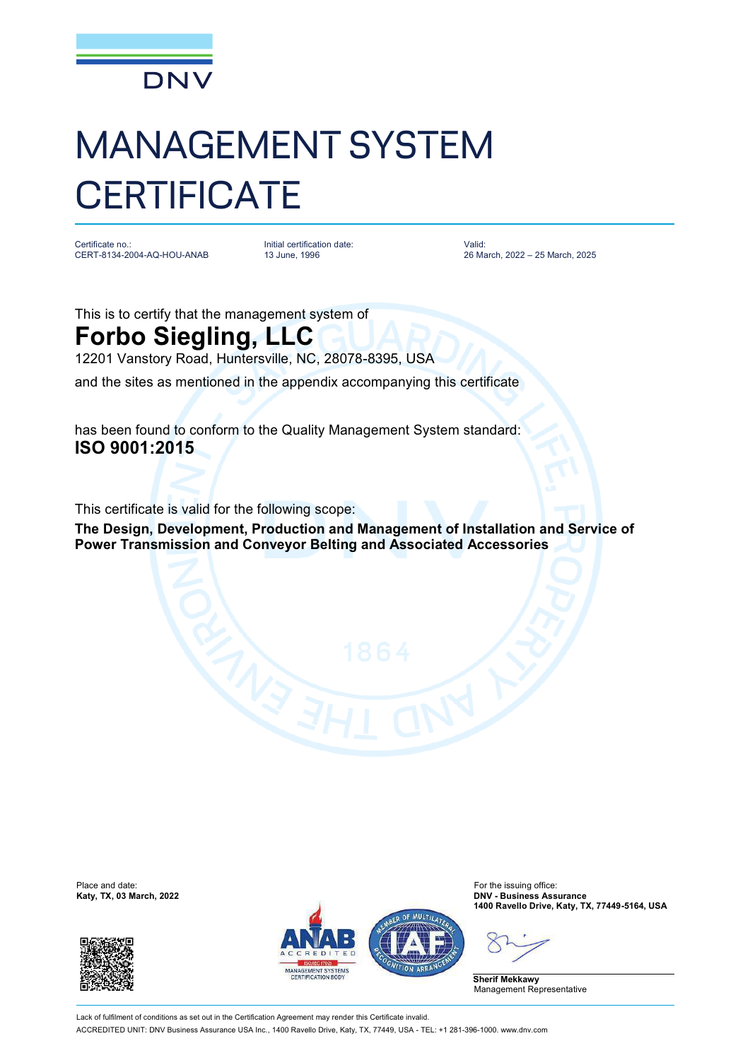DNV

# MANAGEMENT SYSTEM CERTIFICATE

| Certificate no.: | Initial certification date: | Valid: |
| --- | --- | --- |
| CERT-8134-2004-AQ-HOU-ANAB | 13 June, 1996 | 26 March, 2022 – 25 March, 2025 |

This is to certify that the management system of

## Forbo Siegling, LLC

12201 Vanstory Road, Huntersville, NC, 28078-8395, USA

and the sites as mentioned in the appendix accompanying this certificate

has found to conform to the Quality Management System standard:

**ISO 9001:2015**

This certificate is valid for the following scope:

**The Design, Development, Production and Management of Installation and Service of Power Transmission and Conveyor Belting and Associated Accessories**

Place and date:
**Katy, TX, 03 March, 2022**

For the issuing office:
**DNV - Business Assurance**
**1400 Ravello Drive, Katy, TX, 77449-5164, USA**

**Sherif Mekkawy**
Management Representative

Lack of fulfilment of conditions as set out in the Certification Agreement may render this Certificate invalid.

ACCREDITED UNIT: DNV Business Assurance USA Inc., 1400 Ravello Drive, Katy, TX, 77449, USA - TEL: +1 281-396-1000. www.dnv.com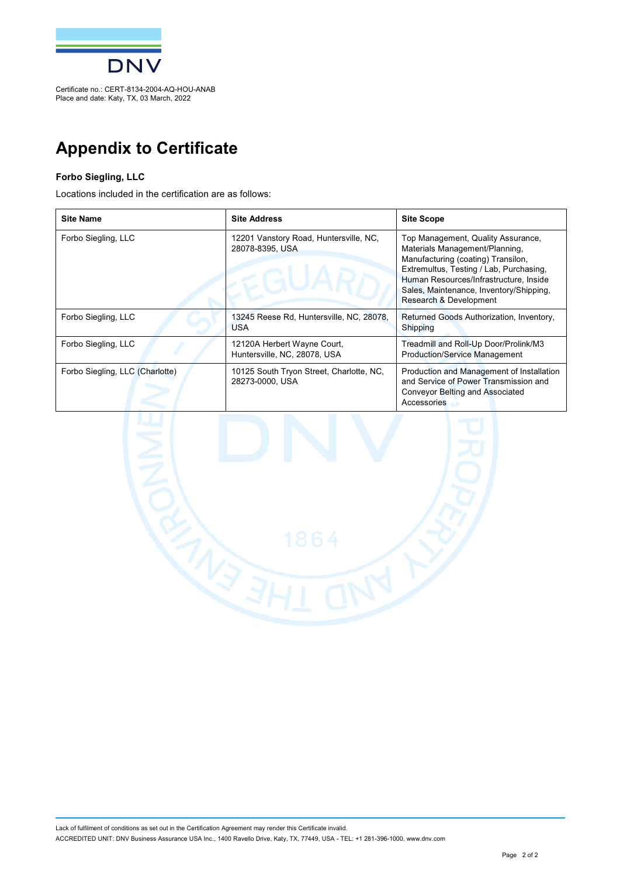Certificate no.: CERT-8134-2004-AQ-HOU-ANAB
Place and date: Katy, TX, 03 March, 2022

# Appendix to Certificate

**Forbo Siegling, LLC**

Locations included in the certification are as follows:

| Site Name | Site Address | Site Scope |
|---|---|---|
| Forbo Siegling, LLC | 12201 Vanstory Road, Huntersville, NC, 28078-8395, USA | Top Management, Quality Assurance, Materials Management/Planning, Manufacturing (coating) Transilon, Extremultus, Testing / Lab, Purchasing, Human Resources/Infrastructure, Inside Sales, Maintenance, Inventory/Shipping, Research & Development |
| Forbo Siegling, LLC | 13245 Reese Rd, Huntersville, NC, 28078, USA | Returned Goods Authorization, Inventory, Shipping |
| Forbo Siegling, LLC | 12120A Herbert Wayne Court, Huntersville, NC, 28078, USA | Treadmill and Roll-Up Door/Prolink/M3 Production/Service Management |
| Forbo Siegling, LLC (Charlotte) | 10125 South Tryon Street, Charlotte, NC, 28273-0000, USA | Production and Management of Installation and Service of Power Transmission and Conveyor Belting and Associated Accessories |

Lack of fulfilment of conditions as set out in the Certification Agreement may render this Certificate invalid.

ACCREDITED UNIT: DNV Business Assurance USA Inc., 1400 Ravello Drive, Katy, TX, 77449, USA - TEL: +1 281-396-1000. www.dnv.com